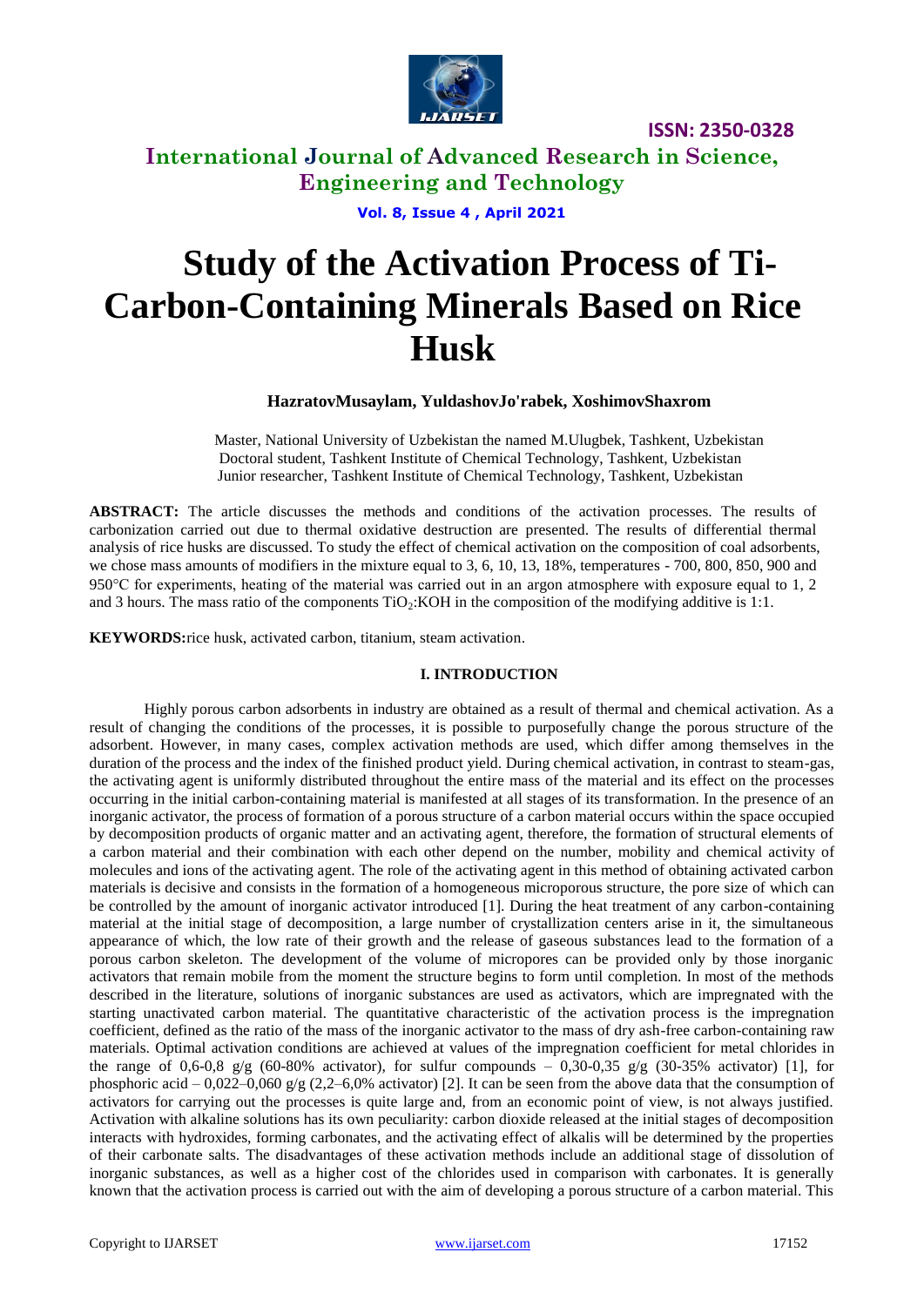# Study of the Activation Process of Ti-Carbon-Containing Minerals Based on Rice Husk

**HazratovMusaylam, YuldashovJo'rabek, XoshimovShaxrom**

Master, National University of Uzbekistan the named M.Ulugbek, Tashkent, Uzbekistan
Doctoral student, Tashkent Institute of Chemical Technology, Tashkent, Uzbekistan
Junior researcher, Tashkent Institute of Chemical Technology, Tashkent, Uzbekistan

**ABSTRACT:** The article discusses the methods and conditions of the activation processes. The results of carbonization carried out due to thermal oxidative destruction are presented. The results of differential thermal analysis of rice husks are discussed. To study the effect of chemical activation on the composition of coal adsorbents, we chose mass amounts of modifiers in the mixture equal to 3, 6, 10, 13, 18%, temperatures - 700, 800, 850, 900 and 950°C for experiments, heating of the material was carried out in an argon atmosphere with exposure equal to 1, 2 and 3 hours. The mass ratio of the components $TiO_2$:KOH in the composition of the modifying additive is 1:1.

**KEYWORDS:** rice husk, activated carbon, titanium, steam activation.

## I. INTRODUCTION

Highly porous carbon adsorbents in industry are obtained as a result of thermal and chemical activation. As a result of changing the conditions of the processes, it is possible to purposefully change the porous structure of the adsorbent. However, in many cases, complex activation methods are used, which differ among themselves in the duration of the process and the index of the finished product yield. During chemical activation, in contrast to steam-gas, the activating agent is uniformly distributed throughout the entire mass of the material and its effect on the processes occurring in the initial carbon-containing material is manifested at all stages of its transformation. In the presence of an inorganic activator, the process of formation of a porous structure of a carbon material occurs within the space occupied by decomposition products of organic matter and an activating agent, therefore, the formation of structural elements of a carbon material and their combination with each other depend on the number, mobility and chemical activity of molecules and ions of the activating agent. The role of the activating agent in this method of obtaining activated carbon materials is decisive and consists in the formation of a homogeneous microporous structure, the pore size of which can be controlled by the amount of inorganic activator introduced [1]. During the heat treatment of any carbon-containing material at the initial stage of decomposition, a large number of crystallization centers arise in it, the simultaneous appearance of which, the low rate of their growth and the release of gaseous substances lead to the formation of a porous carbon skeleton. The development of the volume of micropores can be provided only by those inorganic activators that remain mobile from the moment the structure begins to form until completion. In most of the methods described in the literature, solutions of inorganic substances are used as activators, which are impregnated with the starting unactivated carbon material. The quantitative characteristic of the activation process is the impregnation coefficient, defined as the ratio of the mass of the inorganic activator to the mass of dry ash-free carbon-containing raw materials. Optimal activation conditions are achieved at values of the impregnation coefficient for metal chlorides in the range of 0,6-0,8 g/g (60-80% activator), for sulfur compounds – 0,30-0,35 g/g (30-35% activator) [1], for phosphoric acid – 0,022–0,060 g/g (2,2–6,0% activator) [2]. It can be seen from the above data that the consumption of activators for carrying out the processes is quite large and, from an economic point of view, is not always justified. Activation with alkaline solutions has its own peculiarity: carbon dioxide released at the initial stages of decomposition interacts with hydroxides, forming carbonates, and the activating effect of alkalis will be determined by the properties of their carbonate salts. The disadvantages of these activation methods include an additional stage of dissolution of inorganic substances, as well as a higher cost of the chlorides used in comparison with carbonates. It is generally known that the activation process is carried out with the aim of developing a porous structure of a carbon material. This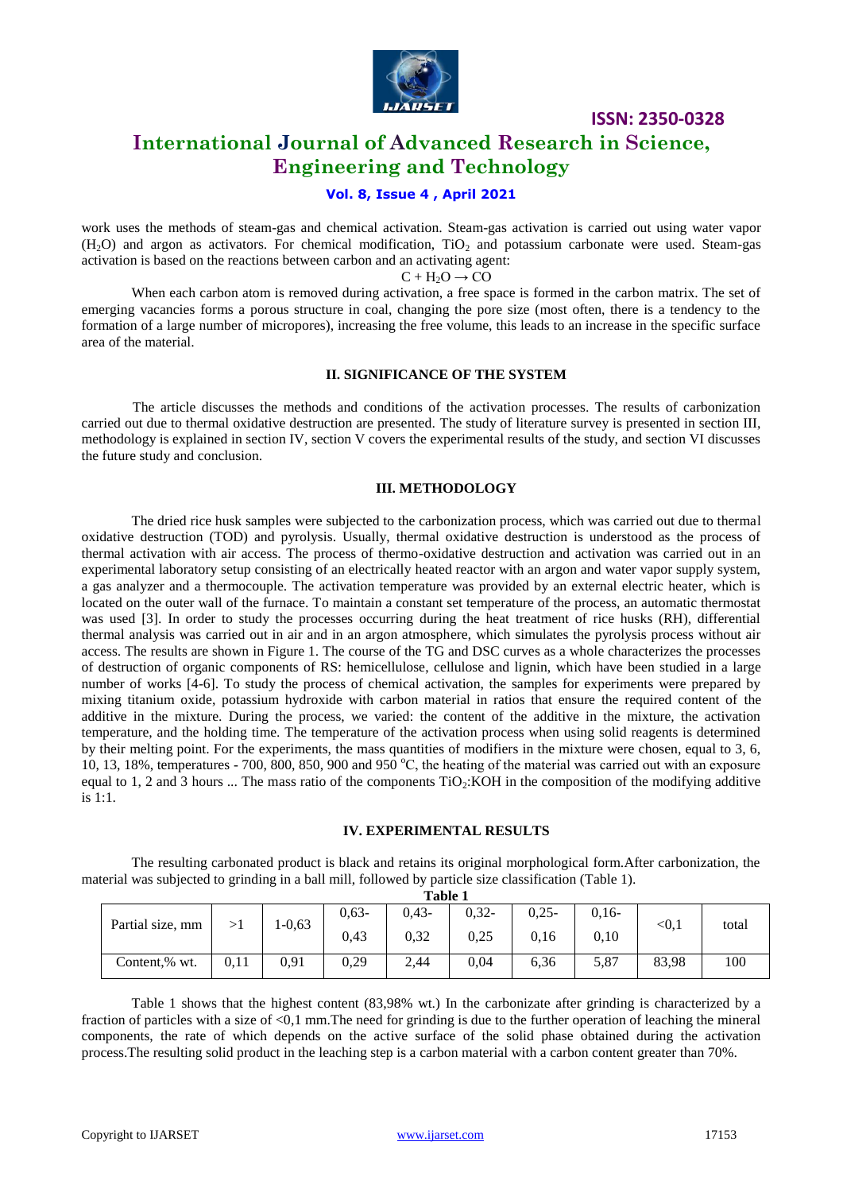work uses the methods of steam-gas and chemical activation. Steam-gas activation is carried out using water vapor ($H_2O$) and argon as activators. For chemical modification, $TiO_2$ and potassium carbonate were used. Steam-gas activation is based on the reactions between carbon and an activating agent:

$$C + H_2O \rightarrow CO$$

When each carbon atom is removed during activation, a free space is formed in the carbon matrix. The set of emerging vacancies forms a porous structure in coal, changing the pore size (most often, there is a tendency to the formation of a large number of micropores), increasing the free volume, this leads to an increase in the specific surface area of the material.

## II. SIGNIFICANCE OF THE SYSTEM

The article discusses the methods and conditions of the activation processes. The results of carbonization carried out due to thermal oxidative destruction are presented. The study of literature survey is presented in section III, methodology is explained in section IV, section V covers the experimental results of the study, and section VI discusses the future study and conclusion.

## III. METHODOLOGY

The dried rice husk samples were subjected to the carbonization process, which was carried out due to thermal oxidative destruction (TOD) and pyrolysis. Usually, thermal oxidative destruction is understood as the process of thermal activation with air access. The process of thermo-oxidative destruction and activation was carried out in an experimental laboratory setup consisting of an electrically heated reactor with an argon and water vapor supply system, a gas analyzer and a thermocouple. The activation temperature was provided by an external electric heater, which is located on the outer wall of the furnace. To maintain a constant set temperature of the process, an automatic thermostat was used [3]. In order to study the processes occurring during the heat treatment of rice husks (RH), differential thermal analysis was carried out in air and in an argon atmosphere, which simulates the pyrolysis process without air access. The results are shown in Figure 1. The course of the TG and DSC curves as a whole characterizes the processes of destruction of organic components of RS: hemicellulose, cellulose and lignin, which have been studied in a large number of works [4-6]. To study the process of chemical activation, the samples for experiments were prepared by mixing titanium oxide, potassium hydroxide with carbon material in ratios that ensure the required content of the additive in the mixture. During the process, we varied: the content of the additive in the mixture, the activation temperature, and the holding time. The temperature of the activation process when using solid reagents is determined by their melting point. For the experiments, the mass quantities of modifiers in the mixture were chosen, equal to 3, 6, 10, 13, 18%, temperatures - 700, 800, 850, 900 and 950 $^{o}$C, the heating of the material was carried out with an exposure equal to 1, 2 and 3 hours ... The mass ratio of the components $TiO_2$:KOH in the composition of the modifying additive is 1:1.

## IV. EXPERIMENTAL RESULTS

The resulting carbonated product is black and retains its original morphological form.After carbonization, the material was subjected to grinding in a ball mill, followed by particle size classification (Table 1).

**Table 1**

| Partial size, mm | >1 | 1-0,63 | 0,63-0,43 | 0,43-0,32 | 0,32-0,25 | 0,25-0,16 | 0,16-0,10 | <0,1 | total |
|---|---|---|---|---|---|---|---|---|---|
| Content,% wt. | 0,11 | 0,91 | 0,29 | 2,44 | 0,04 | 6,36 | 5,87 | 83,98 | 100 |

Table 1 shows that the highest content (83,98% wt.) In the carbonizate after grinding is characterized by a fraction of particles with a size of <0,1 mm.The need for grinding is due to the further operation of leaching the mineral components, the rate of which depends on the active surface of the solid phase obtained during the activation process.The resulting solid product in the leaching step is a carbon material with a carbon content greater than 70%.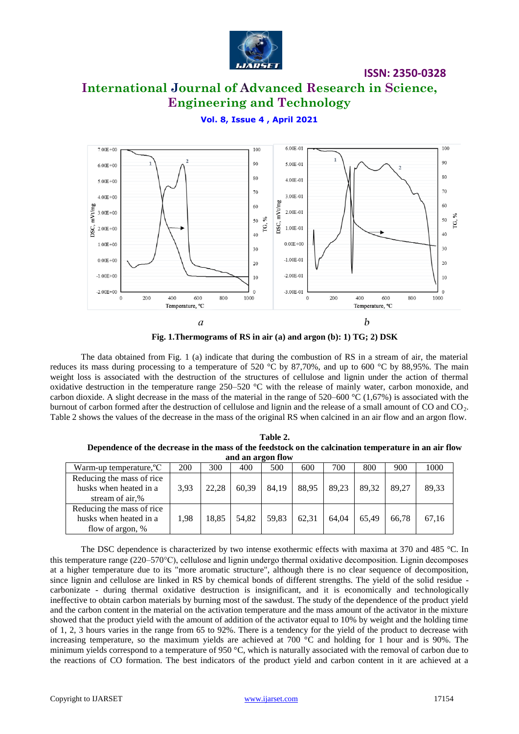*a* *b*

**Fig. 1.Thermograms of RS in air (a) and argon (b): 1) TG; 2) DSK**

The data obtained from Fig. 1 (a) indicate that during the combustion of RS in a stream of air, the material reduces its mass during processing to a temperature of 520 °C by 87,70%, and up to 600 °C by 88,95%. The main weight loss is associated with the destruction of the structures of cellulose and lignin under the action of thermal oxidative destruction in the temperature range 250–520 °C with the release of mainly water, carbon monoxide, and carbon dioxide. A slight decrease in the mass of the material in the range of 520–600 °C (1,67%) is associated with the burnout of carbon formed after the destruction of cellulose and lignin and the release of a small amount of CO and $CO_2$. Table 2 shows the values of the decrease in the mass of the original RS when calcined in an air flow and an argon flow.

**Table 2.**
**Dependence of the decrease in the mass of the feedstock on the calcination temperature in an air flow and an argon flow**

| Warm-up temperature,°C | 200 | 300 | 400 | 500 | 600 | 700 | 800 | 900 | 1000 |
|---|---|---|---|---|---|---|---|---|---|
| Reducing the mass of rice husks when heated in a stream of air,% | 3,93 | 22,28 | 60,39 | 84,19 | 88,95 | 89,23 | 89,32 | 89,27 | 89,33 |
| Reducing the mass of rice husks when heated in a flow of argon, % | 1,98 | 18,85 | 54,82 | 59,83 | 62,31 | 64,04 | 65,49 | 66,78 | 67,16 |

The DSC dependence is characterized by two intense exothermic effects with maxima at 370 and 485 °C. In this temperature range (220–570°C), cellulose and lignin undergo thermal oxidative decomposition. Lignin decomposes at a higher temperature due to its "more aromatic structure", although there is no clear sequence of decomposition, since lignin and cellulose are linked in RS by chemical bonds of different strengths. The yield of the solid residue - carbonizate - during thermal oxidative destruction is insignificant, and it is economically and technologically ineffective to obtain carbon materials by burning most of the sawdust. The study of the dependence of the product yield and the carbon content in the material on the activation temperature and the mass amount of the activator in the mixture showed that the product yield with the amount of addition of the activator equal to 10% by weight and the holding time of 1, 2, 3 hours varies in the range from 65 to 92%. There is a tendency for the yield of the product to decrease with increasing temperature, so the maximum yields are achieved at 700 °C and holding for 1 hour and is 90%. The minimum yields correspond to a temperature of 950 °C, which is naturally associated with the removal of carbon due to the reactions of CO formation. The best indicators of the product yield and carbon content in it are achieved at a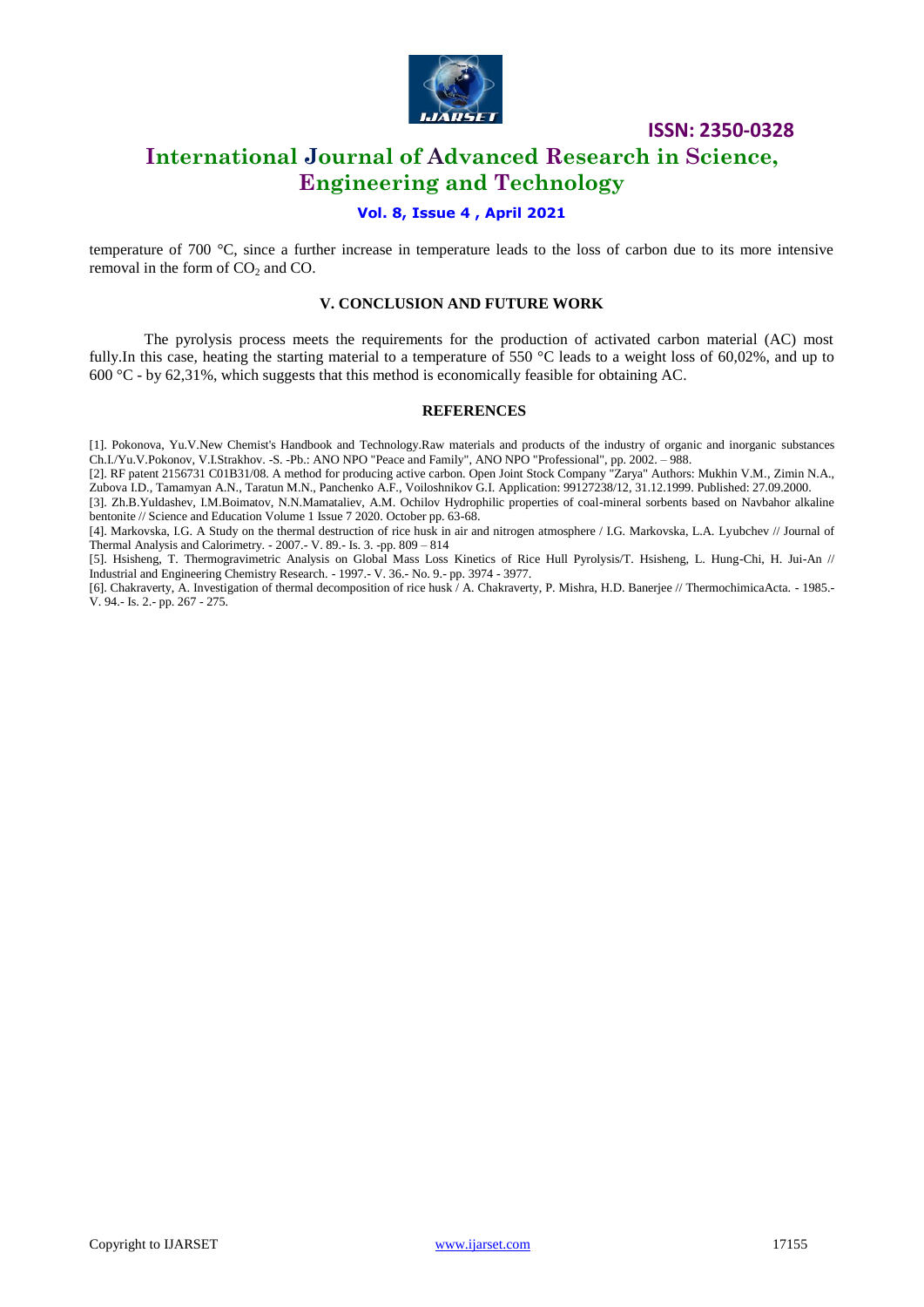temperature of 700 °C, since a further increase in temperature leads to the loss of carbon due to its more intensive removal in the form of $CO_2$ and CO.

## V. CONCLUSION AND FUTURE WORK

The pyrolysis process meets the requirements for the production of activated carbon material (AC) most fully.In this case, heating the starting material to a temperature of 550 °C leads to a weight loss of 60,02%, and up to 600 °C - by 62,31%, which suggests that this method is economically feasible for obtaining AC.

## REFERENCES

[1]. Pokonova, Yu.V.New Chemist's Handbook and Technology.Raw materials and products of the industry of organic and inorganic substances Ch.I./Yu.V.Pokonov, V.I.Strakhov. -S. -Pb.: ANO NPO "Peace and Family", ANO NPO "Professional", pp. 2002. – 988.

[2]. RF patent 2156731 C01B31/08. A method for producing active carbon. Open Joint Stock Company "Zarya" Authors: Mukhin V.M., Zimin N.A., Zubova I.D., Tamamyan A.N., Taratun M.N., Panchenko A.F., Voiloshnikov G.I. Application: 99127238/12, 31.12.1999. Published: 27.09.2000.

[3]. Zh.B.Yuldashev, I.M.Boimatov, N.N.Mamataliev, A.M. Ochilov Hydrophilic properties of coal-mineral sorbents based on Navbahor alkaline bentonite // Science and Education Volume 1 Issue 7 2020. October pp. 63-68.

[4]. Markovska, I.G. A Study on the thermal destruction of rice husk in air and nitrogen atmosphere / I.G. Markovska, L.A. Lyubchev // Journal of Thermal Analysis and Calorimetry. - 2007.- V. 89.- Is. 3. -pp. 809 – 814

[5]. Hsisheng, T. Thermogravimetric Analysis on Global Mass Loss Kinetics of Rice Hull Pyrolysis/T. Hsisheng, L. Hung-Chi, H. Jui-An // Industrial and Engineering Chemistry Research. - 1997.- V. 36.- No. 9.- pp. 3974 - 3977.

[6]. Chakraverty, A. Investigation of thermal decomposition of rice husk / A. Chakraverty, P. Mishra, H.D. Banerjee // ThermochimicaActa. - 1985.- V. 94.- Is. 2.- pp. 267 - 275.